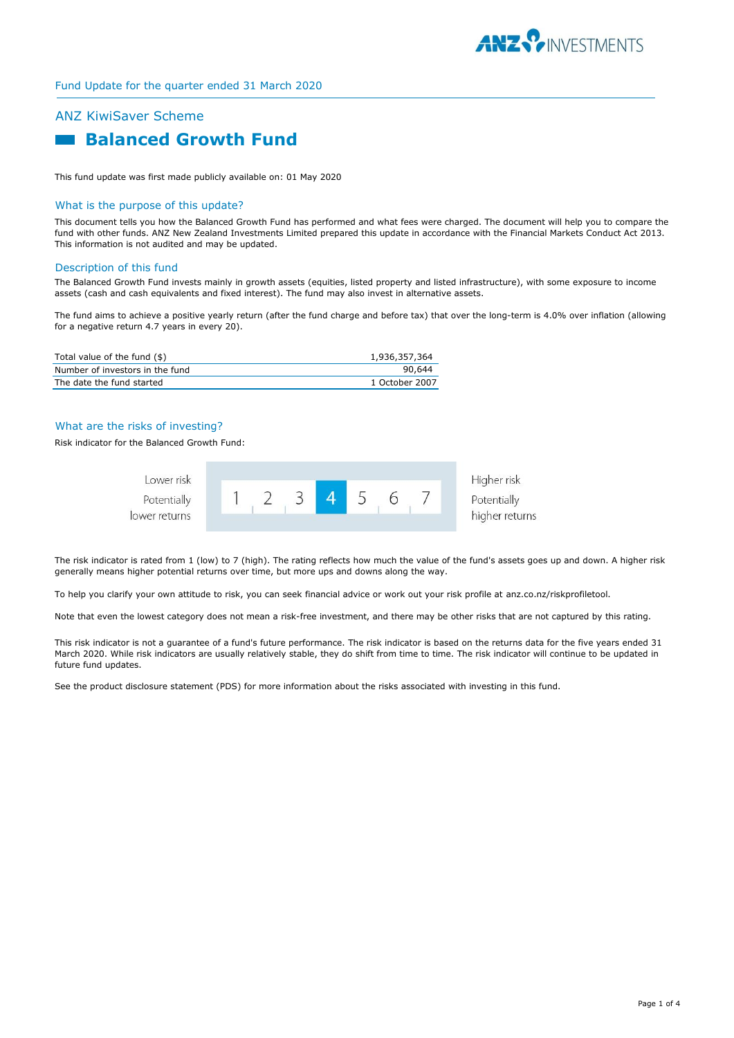Fund Update for the quarter ended 31 March 2020

## ANZ KiwiSaver Scheme

# Balanced Growth Fund

This fund update was first made publicly available on: 01 May 2020

### What is the purpose of this update?

This document tells you how the Balanced Growth Fund has performed and what fees were charged. The document will help you to compare the fund with other funds. ANZ New Zealand Investments Limited prepared this update in accordance with the Financial Markets Conduct Act 2013. This information is not audited and may be updated.

### Description of this fund

The Balanced Growth Fund invests mainly in growth assets (equities, listed property and listed infrastructure), with some exposure to income assets (cash and cash equivalents and fixed interest). The fund may also invest in alternative assets.

The fund aims to achieve a positive yearly return (after the fund charge and before tax) that over the long-term is 4.0% over inflation (allowing for a negative return 4.7 years in every 20).

| | |
|---|---|
| Total value of the fund ($) | 1,936,357,364 |
| Number of investors in the fund | 90,644 |
| The date the fund started | 1 October 2007 |

### What are the risks of investing?

Risk indicator for the Balanced Growth Fund:

| Lower risk<br>Potentially lower returns | 1 | 2 | 3 | **4** | 5 | 6 | 7 | Higher risk<br>Potentially higher returns |
|---|---|---|---|---|---|---|---|---|

The risk indicator is rated from 1 (low) to 7 (high). The rating reflects how much the value of the fund's assets goes up and down. A higher risk generally means higher potential returns over time, but more ups and downs along the way.

To help you clarify your own attitude to risk, you can seek financial advice or work out your risk profile at anz.co.nz/riskprofiletool.

Note that even the lowest category does not mean a risk-free investment, and there may be other risks that are not captured by this rating.

This risk indicator is not a guarantee of a fund's future performance. The risk indicator is based on the returns data for the five years ended 31 March 2020. While risk indicators are usually relatively stable, they do shift from time to time. The risk indicator will continue to be updated in future fund updates.

See the product disclosure statement (PDS) for more information about the risks associated with investing in this fund.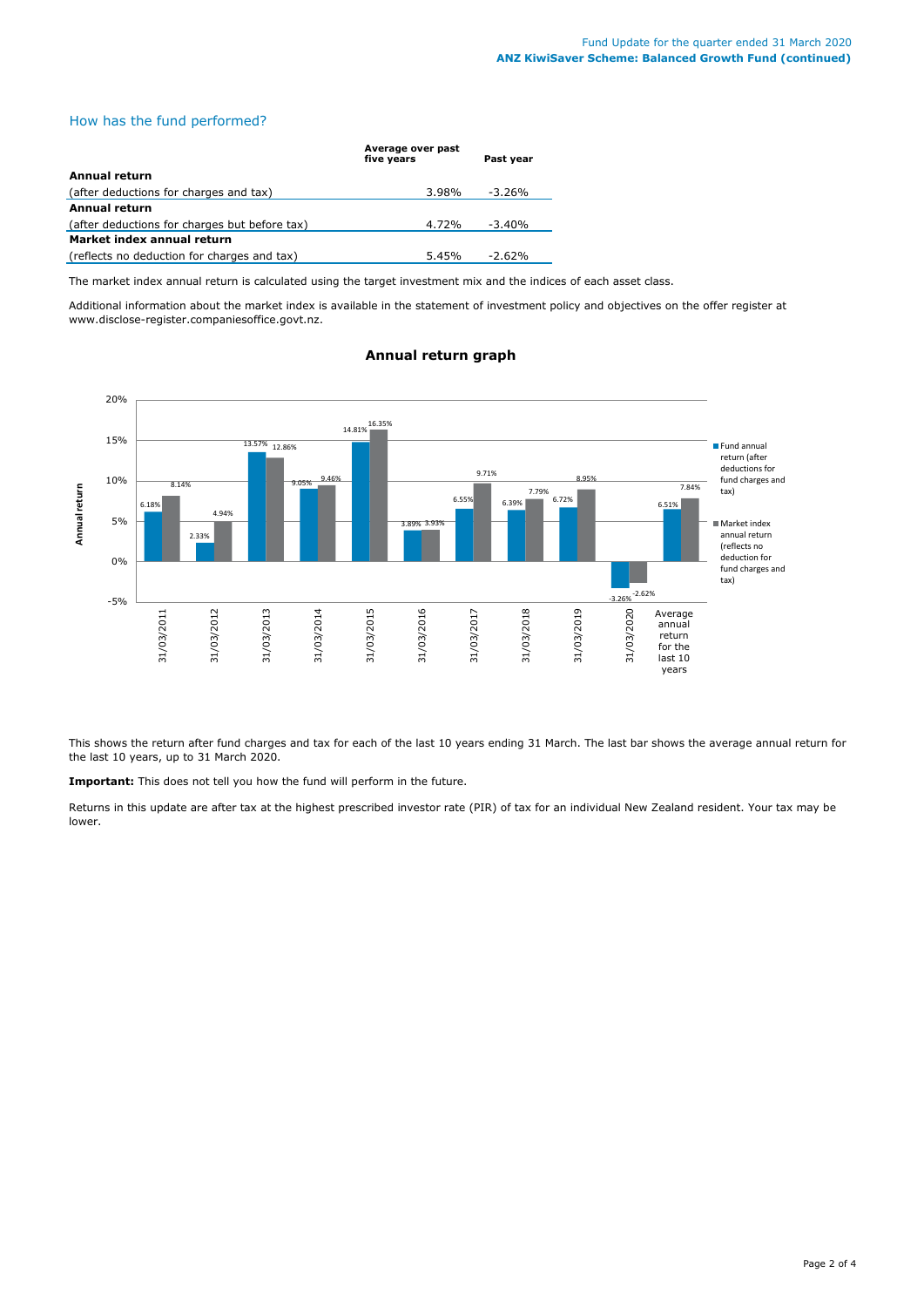## How has the fund performed?

| | Average over past five years | Past year |
|---|---|---|
| **Annual return** | | |
| (after deductions for charges and tax) | 3.98% | -3.26% |
| **Annual return** | | |
| (after deductions for charges but before tax) | 4.72% | -3.40% |
| **Market index annual return** | | |
| (reflects no deduction for charges and tax) | 5.45% | -2.62% |

The market index annual return is calculated using the target investment mix and the indices of each asset class.

Additional information about the market index is available in the statement of investment policy and objectives on the offer register at www.disclose-register.companiesoffice.govt.nz.

### Annual return graph

| | Fund annual return (after deductions for fund charges and tax) | Market index annual return (reflects no deduction for fund charges and tax) |
|---|---|---|
| 31/03/2011 | 6.18% | 8.14% |
| 31/03/2012 | 2.33% | 4.94% |
| 31/03/2013 | 13.57% | 12.86% |
| 31/03/2014 | 9.05% | 9.46% |
| 31/03/2015 | 14.81% | 16.35% |
| 31/03/2016 | 3.89% | 3.93% |
| 31/03/2017 | 6.55% | 9.71% |
| 31/03/2018 | 6.39% | 7.79% |
| 31/03/2019 | 6.72% | 8.95% |
| 31/03/2020 | -3.26% | -2.62% |
| Average annual return for the last 10 years | 6.51% | 7.84% |

This shows the return after fund charges and tax for each of the last 10 years ending 31 March. The last bar shows the average annual return for the last 10 years, up to 31 March 2020.

**Important:** This does not tell you how the fund will perform in the future.

Returns in this update are after tax at the highest prescribed investor rate (PIR) of tax for an individual New Zealand resident. Your tax may be lower.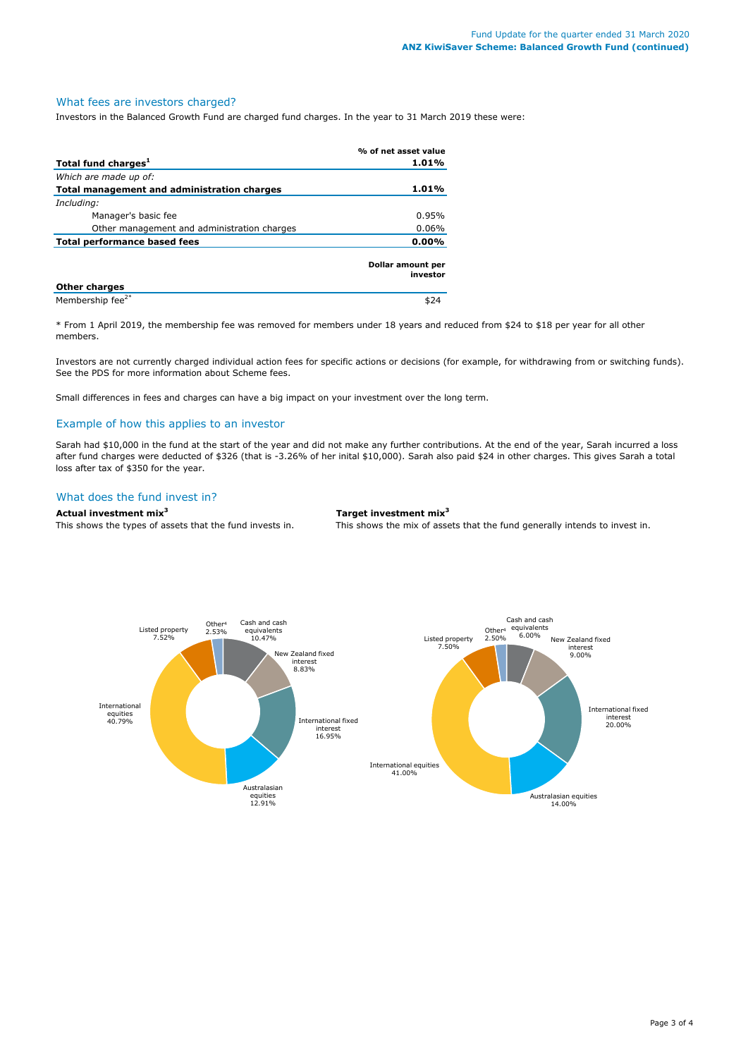## What fees are investors charged?

Investors in the Balanced Growth Fund are charged fund charges. In the year to 31 March 2019 these were:

| | % of net asset value |
|---|---|
| **Total fund charges[1]** | **1.01%** |
| *Which are made up of:* | |
| **Total management and administration charges** | **1.01%** |
| *Including:* | |
| Manager's basic fee | 0.95% |
| Other management and administration charges | 0.06% |
| **Total performance based fees** | **0.00%** |

| | Dollar amount per investor |
|---|---|
| **Other charges** | |
| Membership fee[2*] | $24 |

* From 1 April 2019, the membership fee was removed for members under 18 years and reduced from $24 to $18 per year for all other members.

Investors are not currently charged individual action fees for specific actions or decisions (for example, for withdrawing from or switching funds). See the PDS for more information about Scheme fees.

Small differences in fees and charges can have a big impact on your investment over the long term.

## Example of how this applies to an investor

Sarah had $10,000 in the fund at the start of the year and did not make any further contributions. At the end of the year, Sarah incurred a loss after fund charges were deducted of $326 (that is -3.26% of her inital $10,000). Sarah also paid $24 in other charges. This gives Sarah a total loss after tax of $350 for the year.

## What does the fund invest in?

**Actual investment mix[3]**

This shows the types of assets that the fund invests in.

| Asset type | Actual |
|---|---|
| Cash and cash equivalents | 10.47% |
| New Zealand fixed interest | 8.83% |
| International fixed interest | 16.95% |
| Australasian equities | 12.91% |
| International equities | 40.79% |
| Listed property | 7.52% |
| Other[4] | 2.53% |

**Target investment mix[3]**

This shows the mix of assets that the fund generally intends to invest in.

| Asset type | Target |
|---|---|
| Cash and cash equivalents | 6.00% |
| New Zealand fixed interest | 9.00% |
| International fixed interest | 20.00% |
| Australasian equities | 14.00% |
| International equities | 41.00% |
| Listed property | 7.50% |
| Other[4] | 2.50% |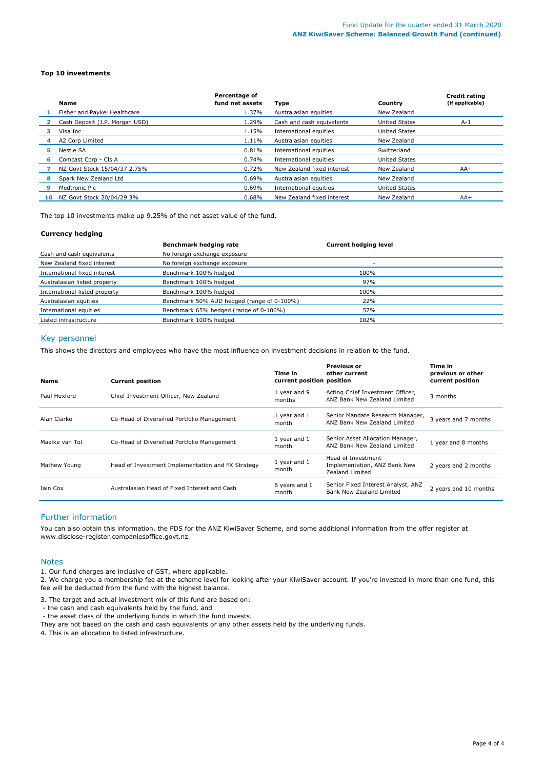### Top 10 investments

| | Name | Percentage of fund net assets | Type | Country | Credit rating (if applicable) |
|---|---|---|---|---|---|
| 1 | Fisher and Paykel Healthcare | 1.37% | Australasian equities | New Zealand | |
| 2 | Cash Deposit (J.P. Morgan USD) | 1.29% | Cash and cash equivalents | United States | A-1 |
| 3 | Visa Inc | 1.15% | International equities | United States | |
| 4 | A2 Corp Limited | 1.11% | Australasian equities | New Zealand | |
| 5 | Nestle SA | 0.81% | International equities | Switzerland | |
| 6 | Comcast Corp - Cls A | 0.74% | International equities | United States | |
| 7 | NZ Govt Stock 15/04/37 2.75% | 0.72% | New Zealand fixed interest | New Zealand | AA+ |
| 8 | Spark New Zealand Ltd | 0.69% | Australasian equities | New Zealand | |
| 9 | Medtronic Plc | 0.69% | International equities | United States | |
| 10 | NZ Govt Stock 20/04/29 3% | 0.68% | New Zealand fixed interest | New Zealand | AA+ |

The top 10 investments make up 9.25% of the net asset value of the fund.

### Currency hedging

| | Benchmark hedging rate | Current hedging level |
|---|---|---|
| Cash and cash equivalents | No foreign exchange exposure | - |
| New Zealand fixed interest | No foreign exchange exposure | - |
| International fixed interest | Benchmark 100% hedged | 100% |
| Australasian listed property | Benchmark 100% hedged | 97% |
| International listed property | Benchmark 100% hedged | 100% |
| Australasian equities | Benchmark 50% AUD hedged (range of 0-100%) | 22% |
| International equities | Benchmark 65% hedged (range of 0-100%) | 57% |
| Listed infrastructure | Benchmark 100% hedged | 102% |

## Key personnel

This shows the directors and employees who have the most influence on investment decisions in relation to the fund.

| Name | Current position | Time in current position | Previous or other current position | Time in previous or other current position |
|---|---|---|---|---|
| Paul Huxford | Chief Investment Officer, New Zealand | 1 year and 9 months | Acting Chief Investment Officer, ANZ Bank New Zealand Limited | 3 months |
| Alan Clarke | Co-Head of Diversified Portfolio Management | 1 year and 1 month | Senior Mandate Research Manager, ANZ Bank New Zealand Limited | 3 years and 7 months |
| Maaike van Tol | Co-Head of Diversified Portfolio Management | 1 year and 1 month | Senior Asset Allocation Manager, ANZ Bank New Zealand Limited | 1 year and 8 months |
| Mathew Young | Head of Investment Implementation and FX Strategy | 1 year and 1 month | Head of Investment Implementation, ANZ Bank New Zealand Limited | 2 years and 2 months |
| Iain Cox | Australasian Head of Fixed Interest and Cash | 6 years and 1 month | Senior Fixed Interest Analyst, ANZ Bank New Zealand Limited | 2 years and 10 months |

## Further information

You can also obtain this information, the PDS for the ANZ KiwiSaver Scheme, and some additional information from the offer register at www.disclose-register.companiesoffice.govt.nz.

## Notes

1. Our fund charges are inclusive of GST, where applicable.
2. We charge you a membership fee at the scheme level for looking after your KiwiSaver account. If you're invested in more than one fund, this fee will be deducted from the fund with the highest balance.
3. The target and actual investment mix of this fund are based on:
 - the cash and cash equivalents held by the fund, and
 - the asset class of the underlying funds in which the fund invests.

They are not based on the cash and cash equivalents or any other assets held by the underlying funds.

4. This is an allocation to listed infrastructure.